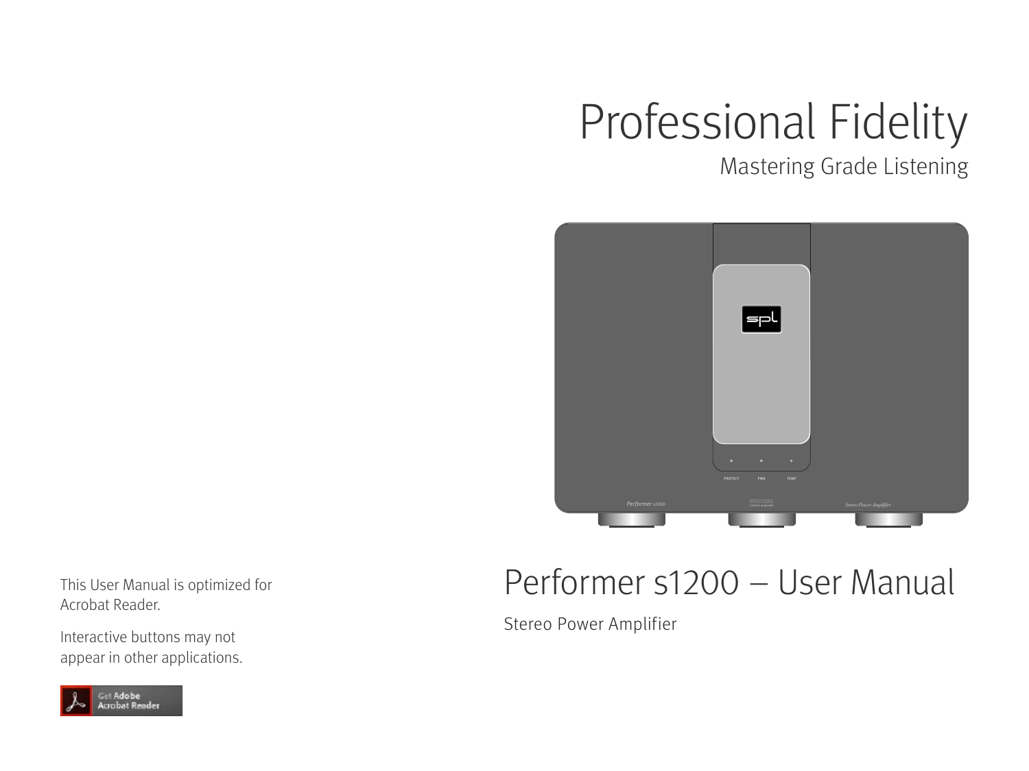# Professional Fidelity

Mastering Grade Listening

# Performer s1200 – User Manual

Stereo Power Amplifier

This User Manual is optimized for Acrobat Reader.

Interactive buttons may not appear in other applications.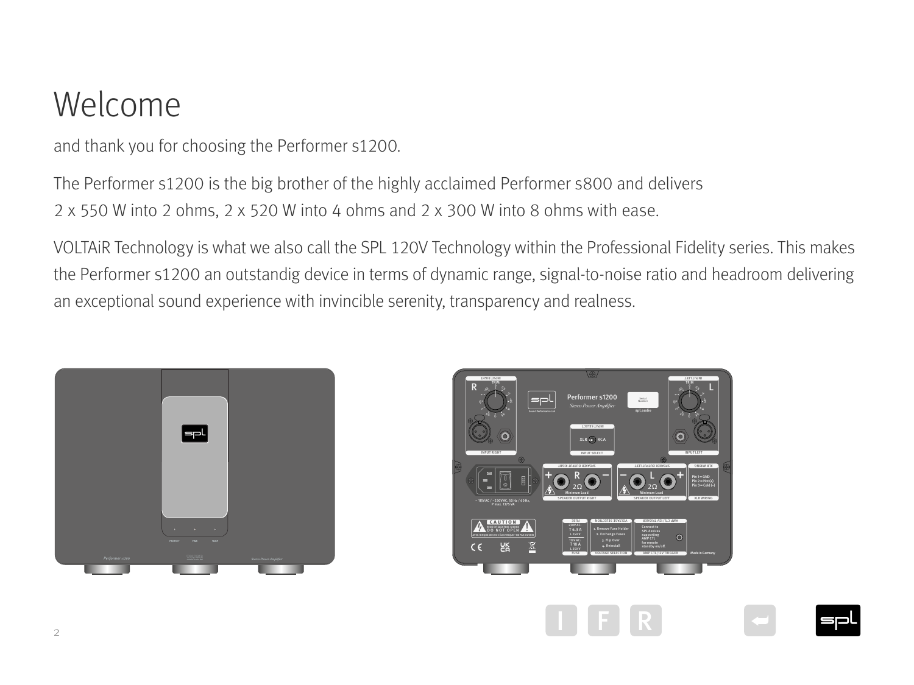# Welcome

and thank you for choosing the Performer s1200.

The Performer s1200 is the big brother of the highly acclaimed Performer s800 and delivers 2 x 550 W into 2 ohms, 2 x 520 W into 4 ohms and 2 x 300 W into 8 ohms with ease.

VOLTAiR Technology is what we also call the SPL 120V Technology within the Professional Fidelity series. This makes the Performer s1200 an outstandig device in terms of dynamic range, signal-to-noise ratio and headroom delivering an exceptional sound experience with invincible serenity, transparency and realness.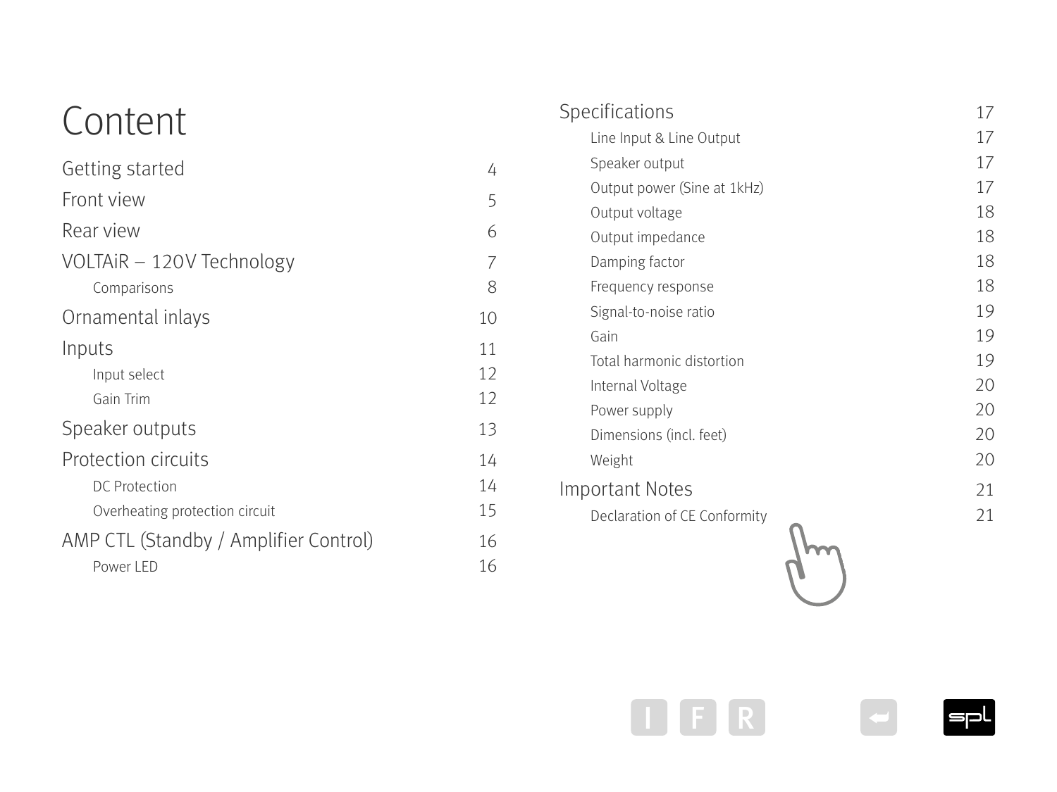# Content

| | |
|---|---|
| Getting started | 4 |
| Front view | 5 |
| Rear view | 6 |
| VOLTAiR – 120V Technology | 7 |
| Comparisons | 8 |
| Ornamental inlays | 10 |
| Inputs | 11 |
| Input select | 12 |
| Gain Trim | 12 |
| Speaker outputs | 13 |
| Protection circuits | 14 |
| DC Protection | 14 |
| Overheating protection circuit | 15 |
| AMP CTL (Standby / Amplifier Control) | 16 |
| Power LED | 16 |
| Specifications | 17 |
| Line Input & Line Output | 17 |
| Speaker output | 17 |
| Output power (Sine at 1kHz) | 17 |
| Output voltage | 18 |
| Output impedance | 18 |
| Damping factor | 18 |
| Frequency response | 18 |
| Signal-to-noise ratio | 19 |
| Gain | 19 |
| Total harmonic distortion | 19 |
| Internal Voltage | 20 |
| Power supply | 20 |
| Dimensions (incl. feet) | 20 |
| Weight | 20 |
| Important Notes | 21 |
| Declaration of CE Conformity | 21 |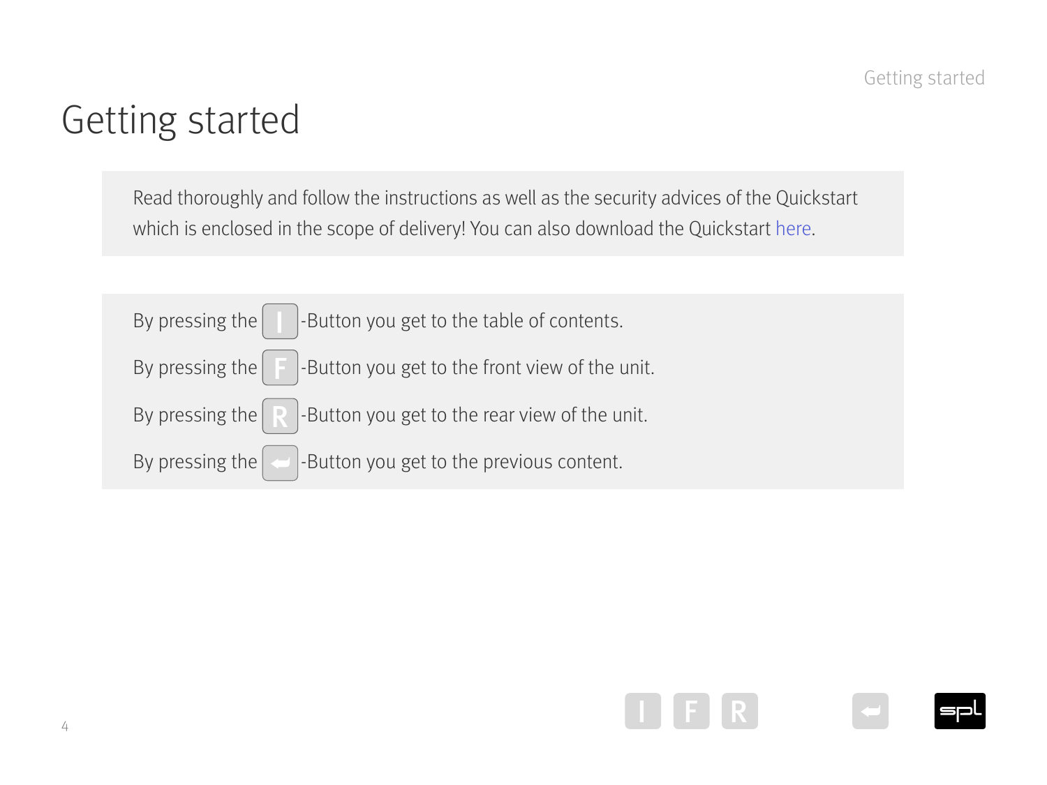# Getting started

Read thoroughly and follow the instructions as well as the security advices of the Quickstart which is enclosed in the scope of delivery! You can also download the Quickstart here.

By pressing the I-Button you get to the table of contents.

By pressing the F-Button you get to the front view of the unit.

By pressing the R-Button you get to the rear view of the unit.

By pressing the ↩-Button you get to the previous content.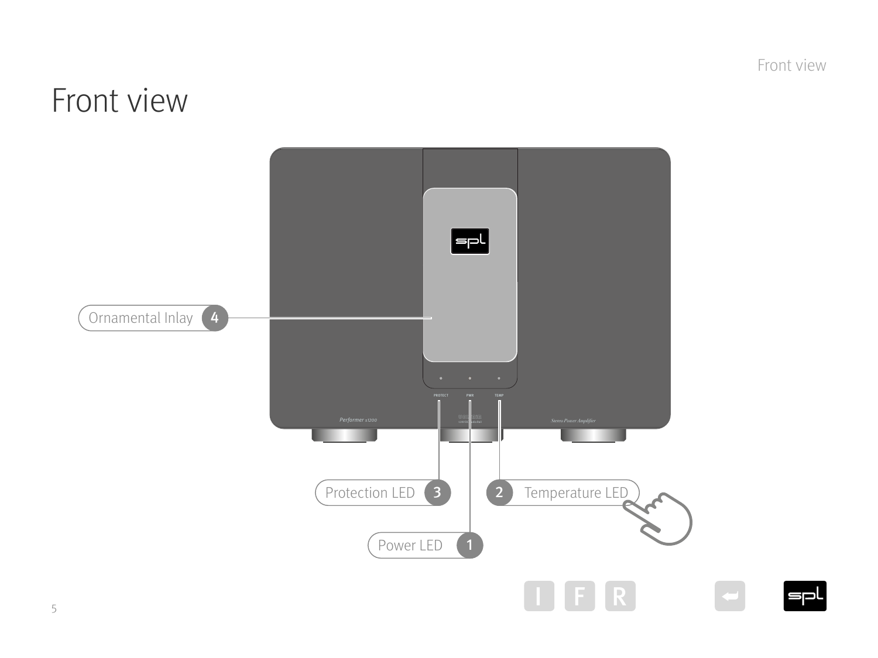# Front view

Ornamental Inlay 4

Protection LED 3

2 Temperature LED

Power LED 1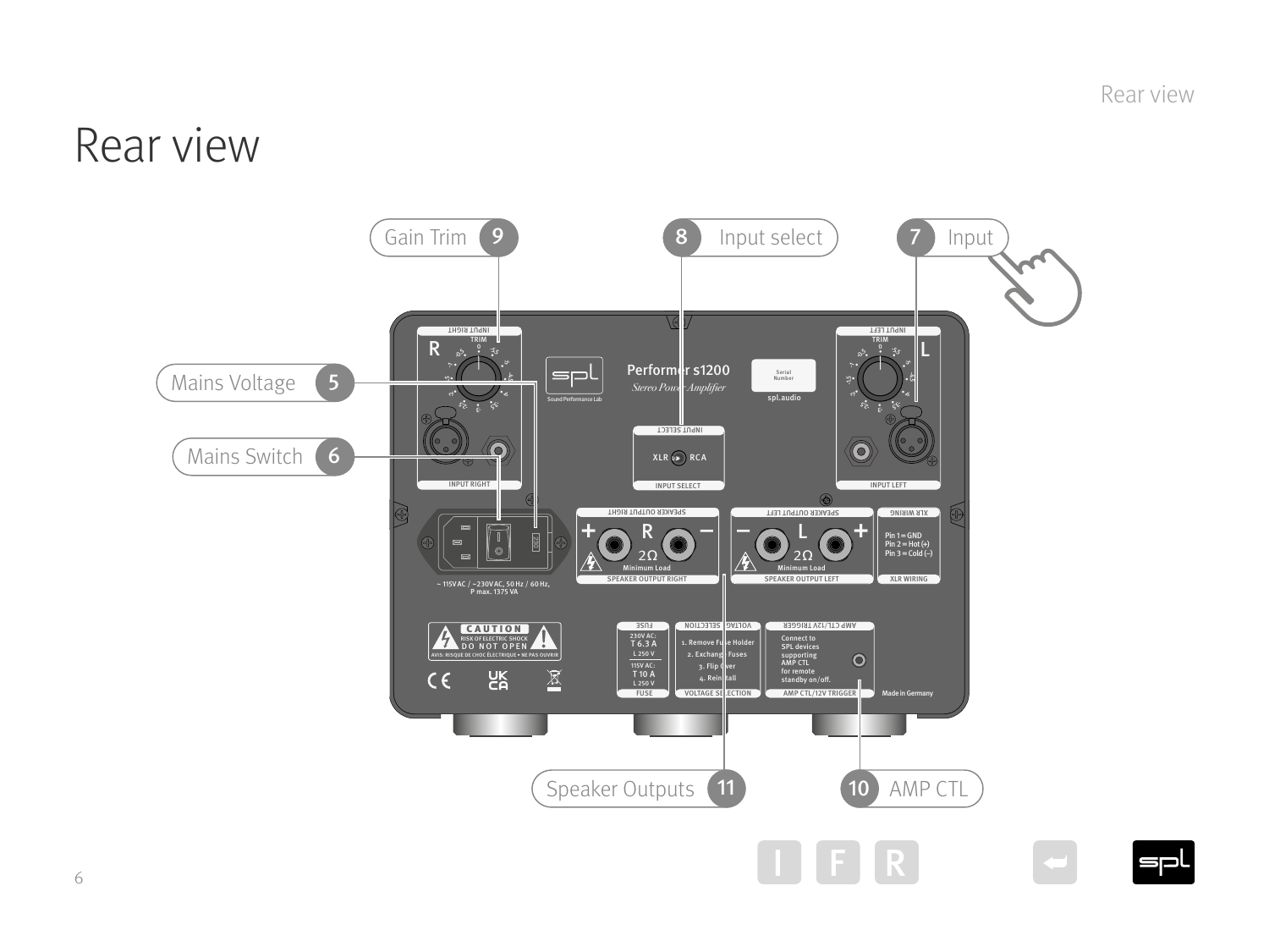# Rear view

Gain Trim 9

8 Input select

7 Input

Mains Voltage 5

Mains Switch 6

Speaker Outputs 11

10 AMP CTL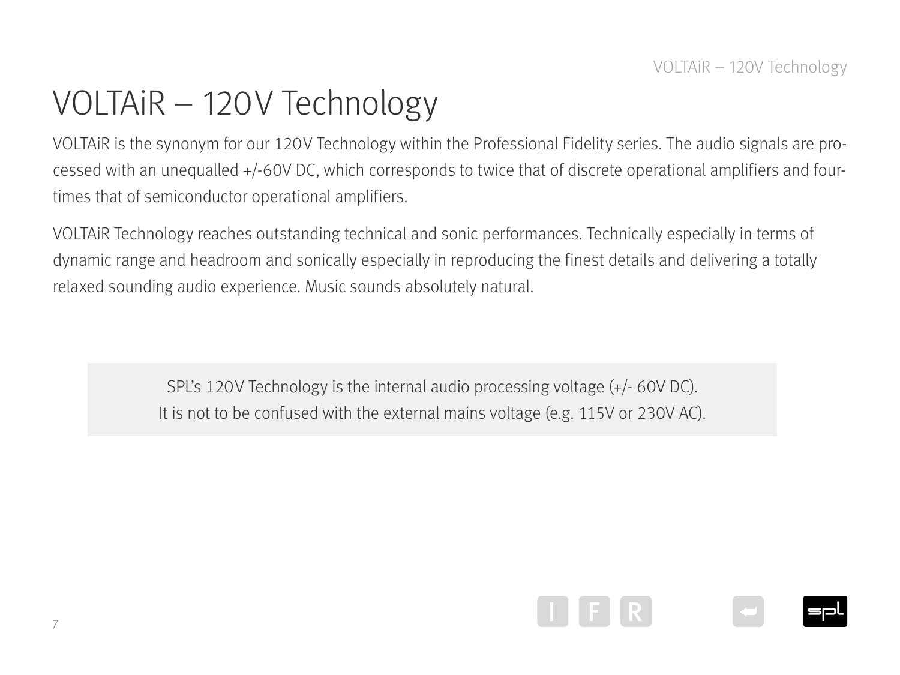# VOLTAiR – 120V Technology

VOLTAiR is the synonym for our 120V Technology within the Professional Fidelity series. The audio signals are processed with an unequalled +/-60V DC, which corresponds to twice that of discrete operational amplifiers and fourtimes that of semiconductor operational amplifiers.

VOLTAiR Technology reaches outstanding technical and sonic performances. Technically especially in terms of dynamic range and headroom and sonically especially in reproducing the finest details and delivering a totally relaxed sounding audio experience. Music sounds absolutely natural.

> SPL's 120V Technology is the internal audio processing voltage (+/- 60V DC).
> It is not to be confused with the external mains voltage (e.g. 115V or 230V AC).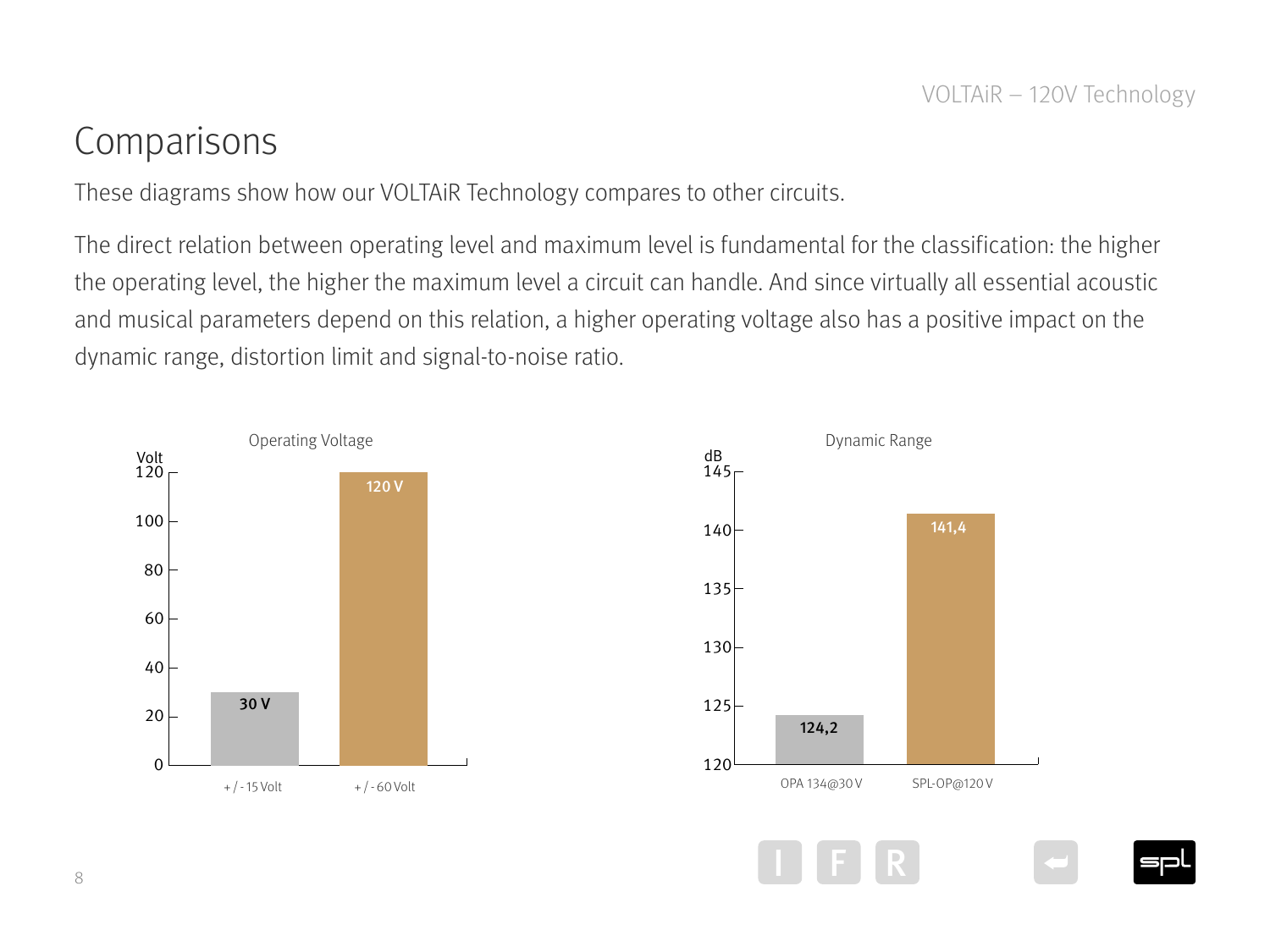# Comparisons

These diagrams show how our VOLTAiR Technology compares to other circuits.

The direct relation between operating level and maximum level is fundamental for the classification: the higher the operating level, the higher the maximum level a circuit can handle. And since virtually all essential acoustic and musical parameters depend on this relation, a higher operating voltage also has a positive impact on the dynamic range, distortion limit and signal-to-noise ratio.

Operating Voltage

| | Volt |
|---|---|
| + / - 15 Volt | 30 V |
| + / - 60 Volt | 120 V |

Dynamic Range

| | dB |
|---|---|
| OPA 134@30 V | 124,2 |
| SPL-OP@120 V | 141,4 |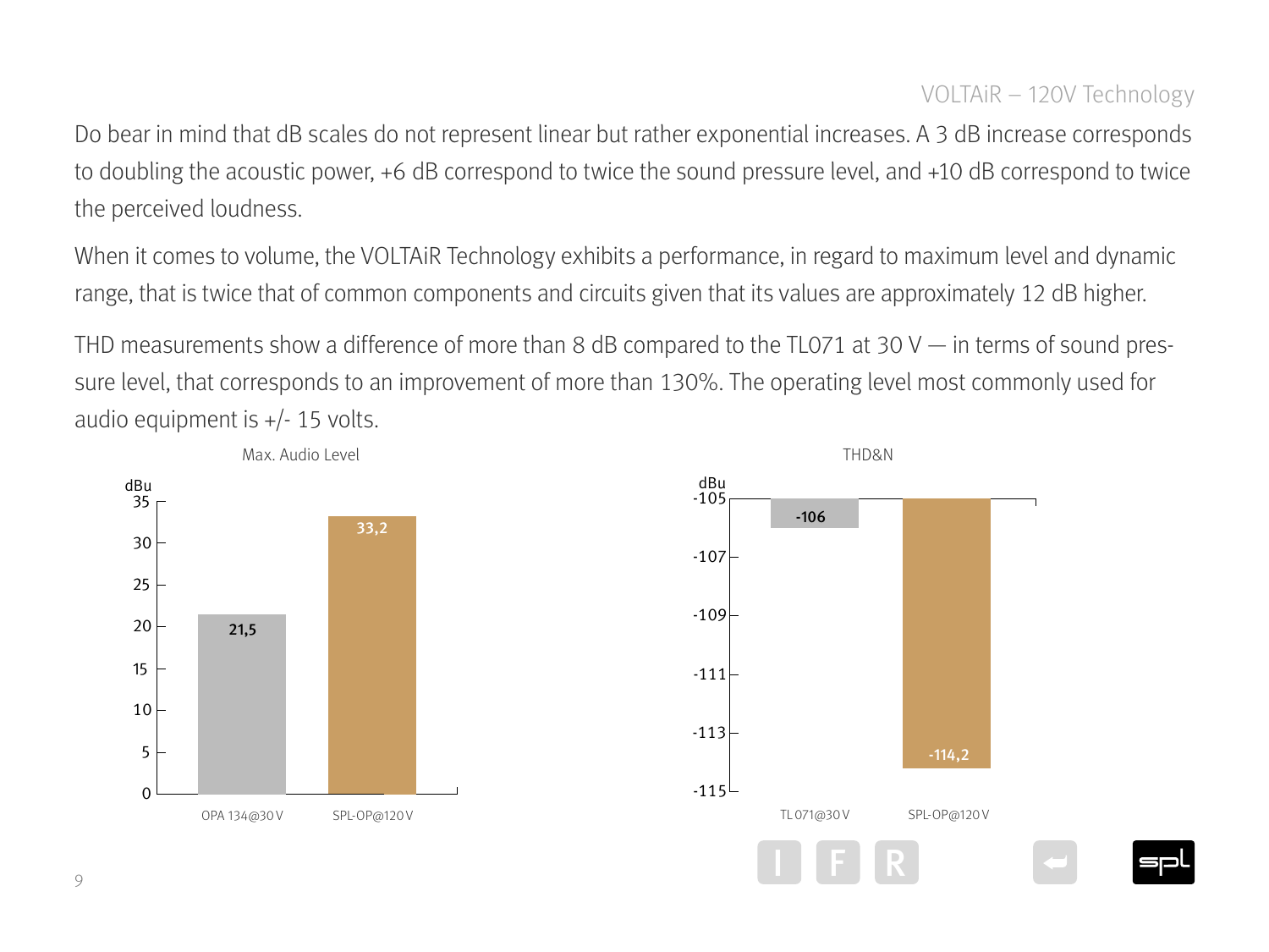Do bear in mind that dB scales do not represent linear but rather exponential increases. A 3 dB increase corresponds to doubling the acoustic power, +6 dB correspond to twice the sound pressure level, and +10 dB correspond to twice the perceived loudness.

When it comes to volume, the VOLTAiR Technology exhibits a performance, in regard to maximum level and dynamic range, that is twice that of common components and circuits given that its values are approximately 12 dB higher.

THD measurements show a difference of more than 8 dB compared to the TL071 at 30 V — in terms of sound pressure level, that corresponds to an improvement of more than 130%. The operating level most commonly used for audio equipment is +/- 15 volts.

**Max. Audio Level**

| | dBu |
|---|---|
| OPA 134@30V | 21,5 |
| SPL-OP@120V | 33,2 |

**THD&N**

| | dBu |
|---|---|
| TL071@30V | -106 |
| SPL-OP@120V | -114,2 |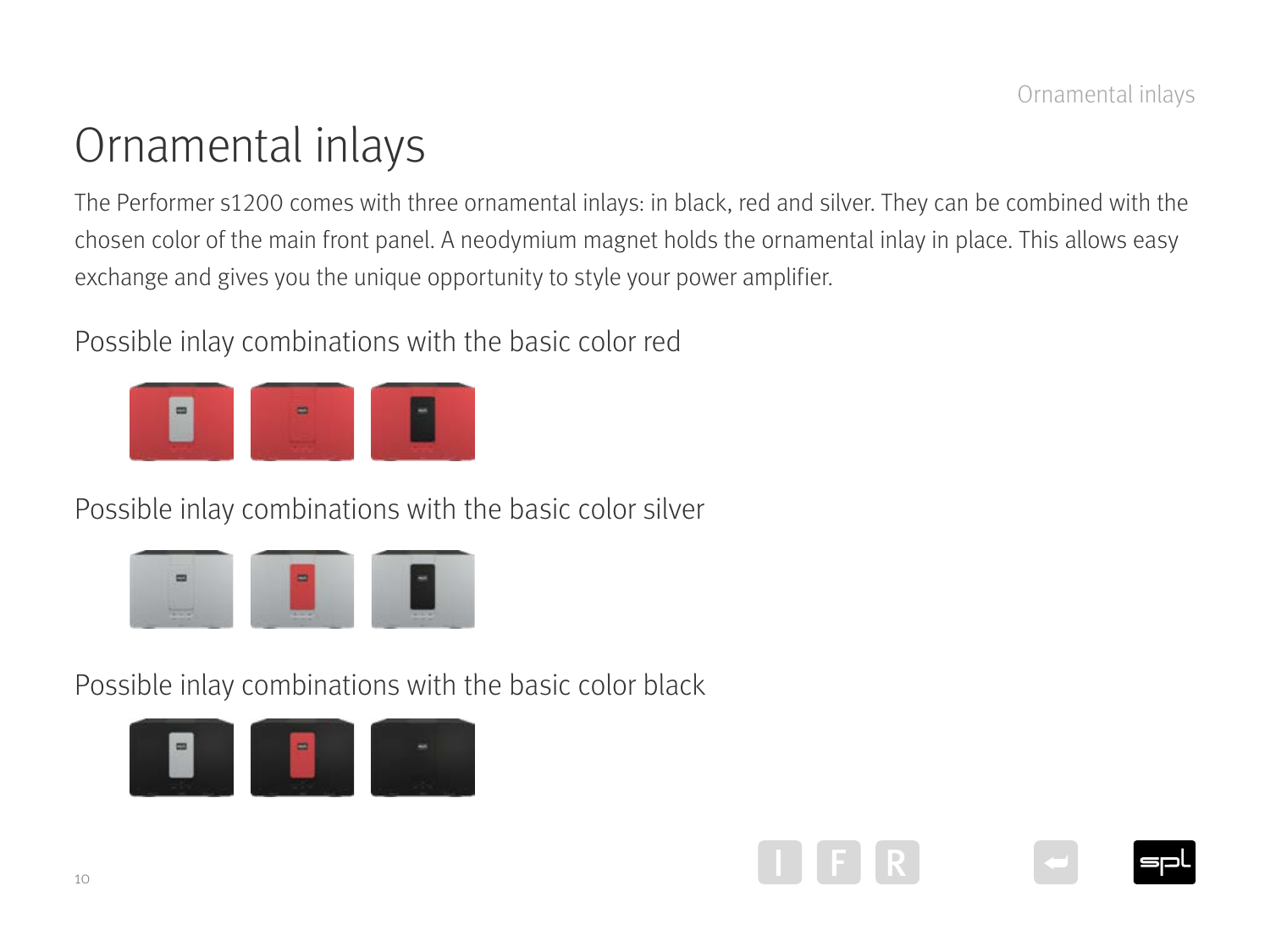# Ornamental inlays

The Performer s1200 comes with three ornamental inlays: in black, red and silver. They can be combined with the chosen color of the main front panel. A neodymium magnet holds the ornamental inlay in place. This allows easy exchange and gives you the unique opportunity to style your power amplifier.

Possible inlay combinations with the basic color red

Possible inlay combinations with the basic color silver

Possible inlay combinations with the basic color black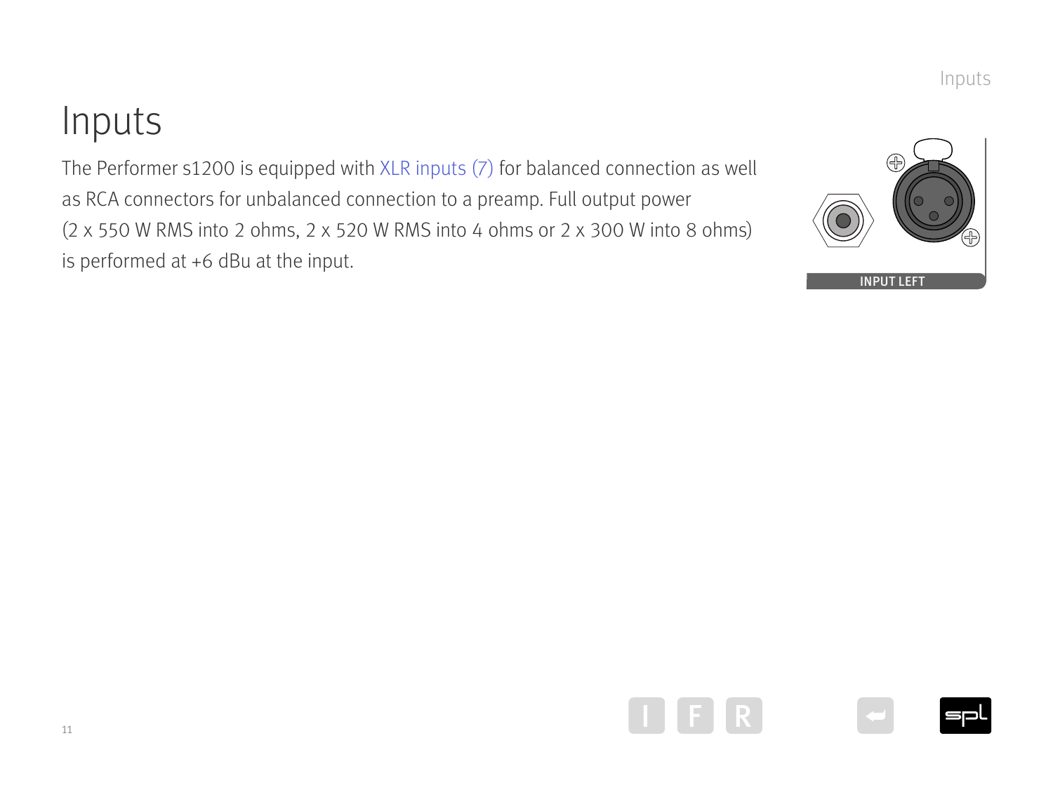# Inputs

The Performer s1200 is equipped with XLR inputs (7) for balanced connection as well as RCA connectors for unbalanced connection to a preamp. Full output power (2 x 550 W RMS into 2 ohms, 2 x 520 W RMS into 4 ohms or 2 x 300 W into 8 ohms) is performed at +6 dBu at the input.

INPUT LEFT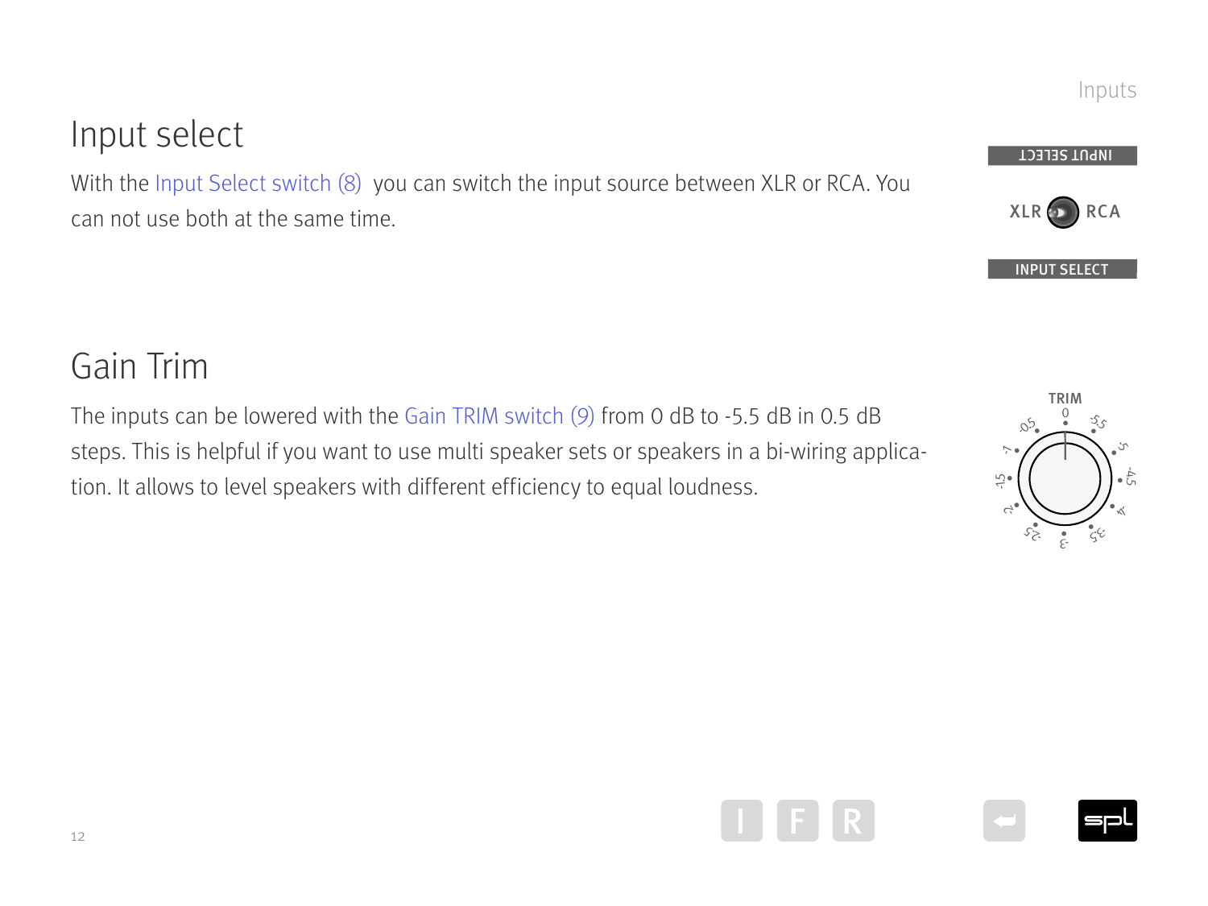## Input select

With the Input Select switch (8) you can switch the input source between XLR or RCA. You can not use both at the same time.

## Gain Trim

The inputs can be lowered with the Gain TRIM switch (9) from 0 dB to -5.5 dB in 0.5 dB steps. This is helpful if you want to use multi speaker sets or speakers in a bi-wiring application. It allows to level speakers with different efficiency to equal loudness.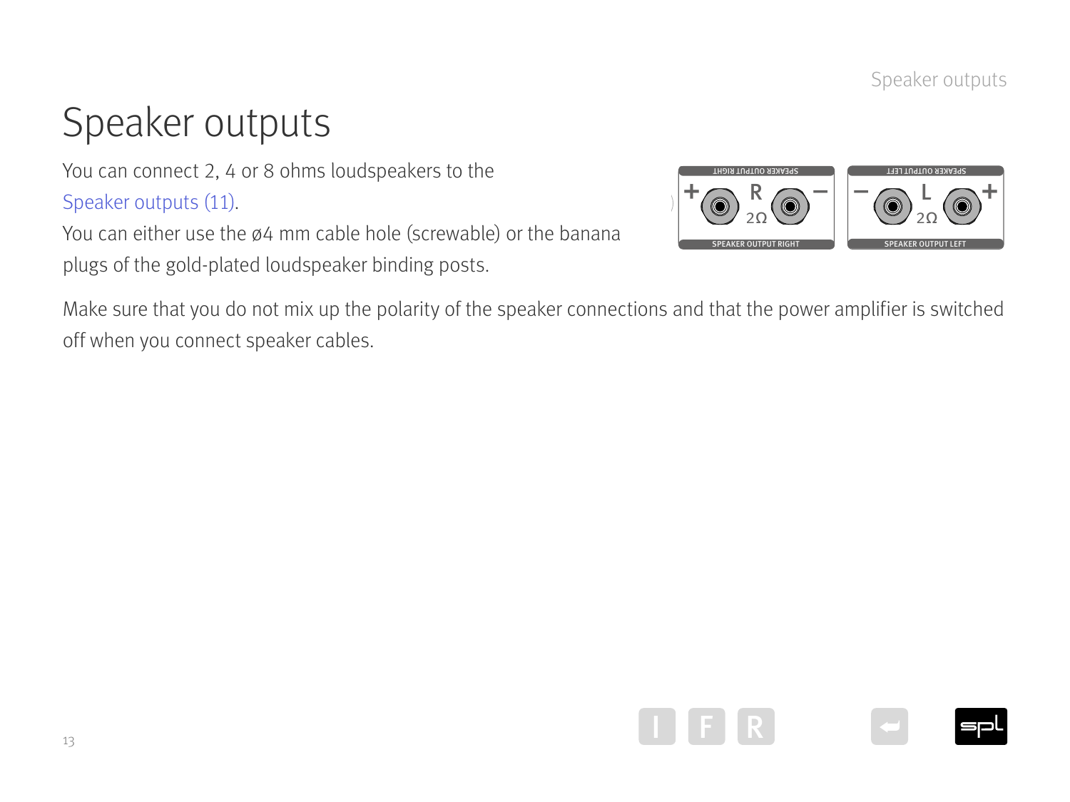# Speaker outputs

You can connect 2, 4 or 8 ohms loudspeakers to the Speaker outputs (11).
You can either use the ø4 mm cable hole (screwable) or the banana plugs of the gold-plated loudspeaker binding posts.

Make sure that you do not mix up the polarity of the speaker connections and that the power amplifier is switched off when you connect speaker cables.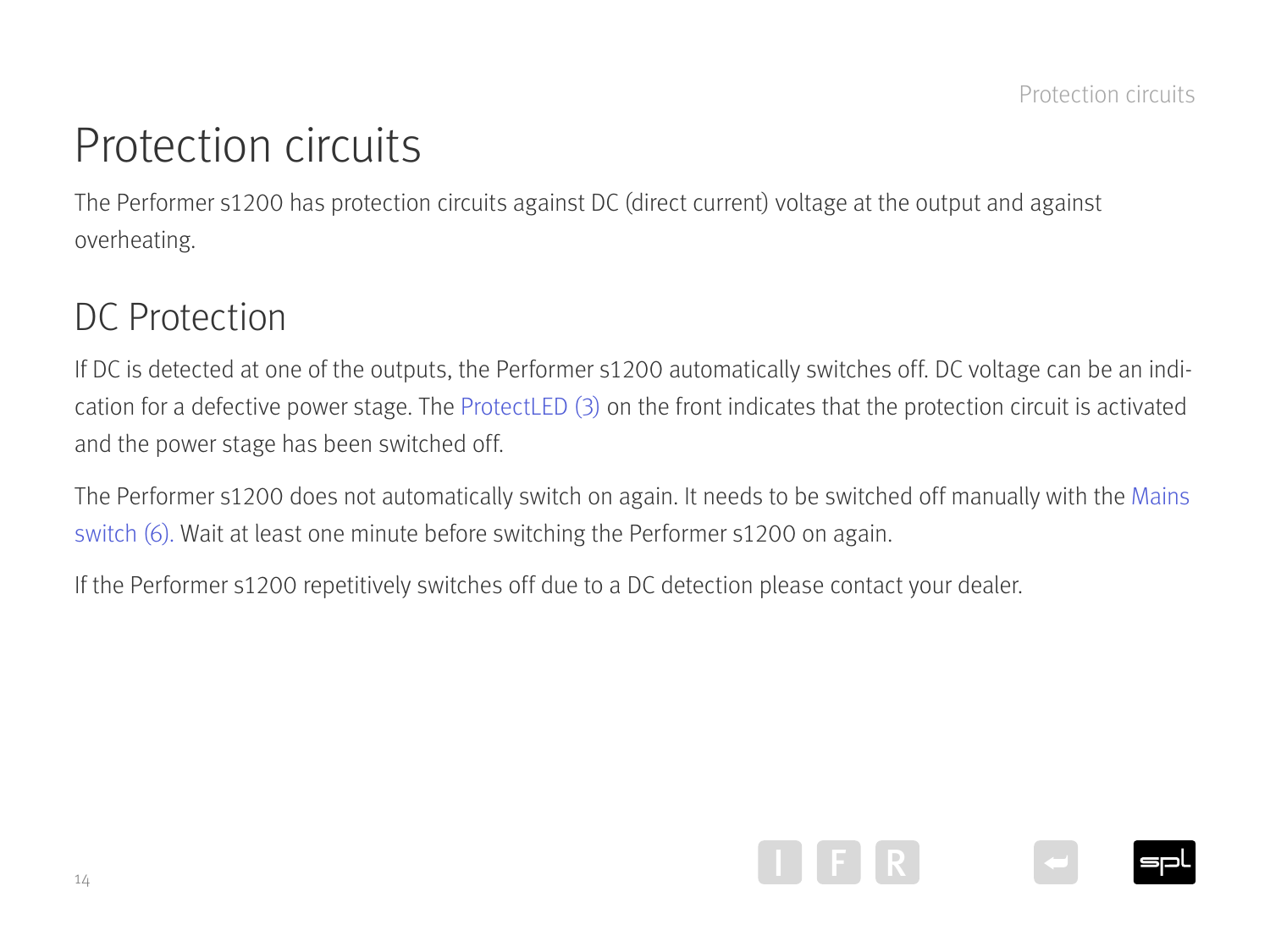# Protection circuits

The Performer s1200 has protection circuits against DC (direct current) voltage at the output and against overheating.

## DC Protection

If DC is detected at one of the outputs, the Performer s1200 automatically switches off. DC voltage can be an indication for a defective power stage. The ProtectLED (3) on the front indicates that the protection circuit is activated and the power stage has been switched off.

The Performer s1200 does not automatically switch on again. It needs to be switched off manually with the Mains switch (6). Wait at least one minute before switching the Performer s1200 on again.

If the Performer s1200 repetitively switches off due to a DC detection please contact your dealer.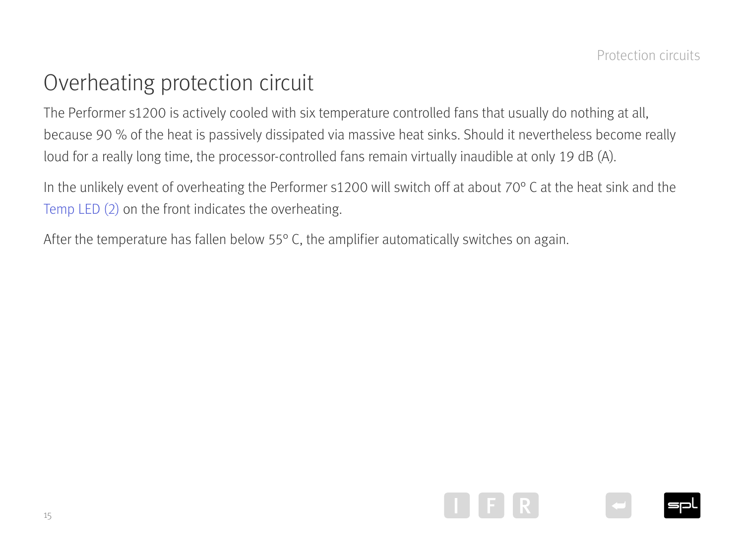# Overheating protection circuit

The Performer s1200 is actively cooled with six temperature controlled fans that usually do nothing at all, because 90 % of the heat is passively dissipated via massive heat sinks. Should it nevertheless become really loud for a really long time, the processor-controlled fans remain virtually inaudible at only 19 dB (A).

In the unlikely event of overheating the Performer s1200 will switch off at about 70° C at the heat sink and the Temp LED (2) on the front indicates the overheating.

After the temperature has fallen below 55° C, the amplifier automatically switches on again.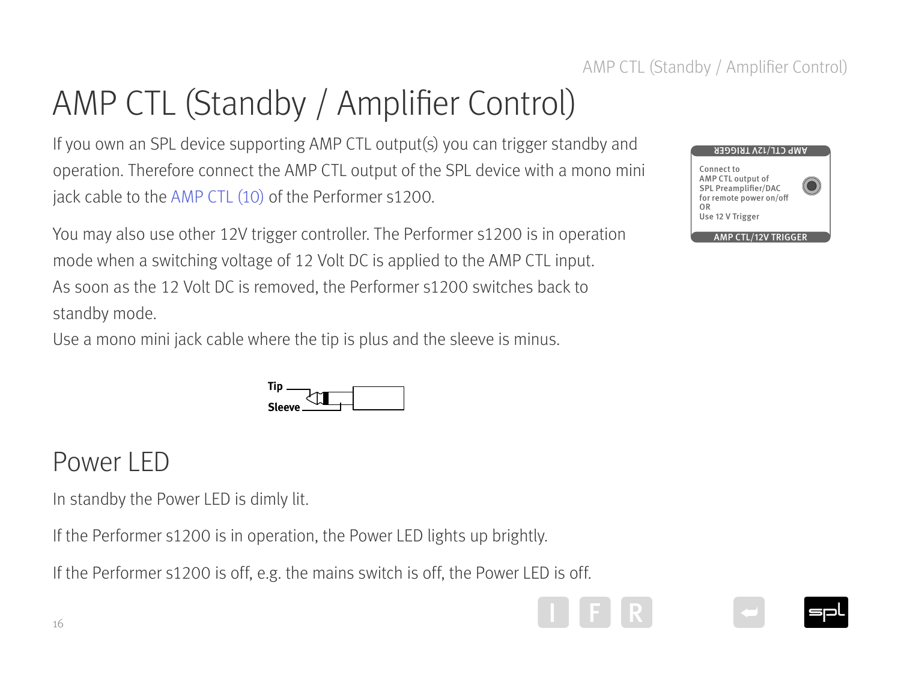# AMP CTL (Standby / Amplifier Control)

If you own an SPL device supporting AMP CTL output(s) you can trigger standby and operation. Therefore connect the AMP CTL output of the SPL device with a mono mini jack cable to the AMP CTL (10) of the Performer s1200.

You may also use other 12V trigger controller. The Performer s1200 is in operation mode when a switching voltage of 12 Volt DC is applied to the AMP CTL input. As soon as the 12 Volt DC is removed, the Performer s1200 switches back to standby mode.
Use a mono mini jack cable where the tip is plus and the sleeve is minus.

AMP CTL/12V TRIGGER

Connect to AMP CTL output of SPL Preamplifier/DAC for remote power on/off OR Use 12 V Trigger

AMP CTL/12V TRIGGER

Tip

Sleeve

## Power LED

In standby the Power LED is dimly lit.

If the Performer s1200 is in operation, the Power LED lights up brightly.

If the Performer s1200 is off, e.g. the mains switch is off, the Power LED is off.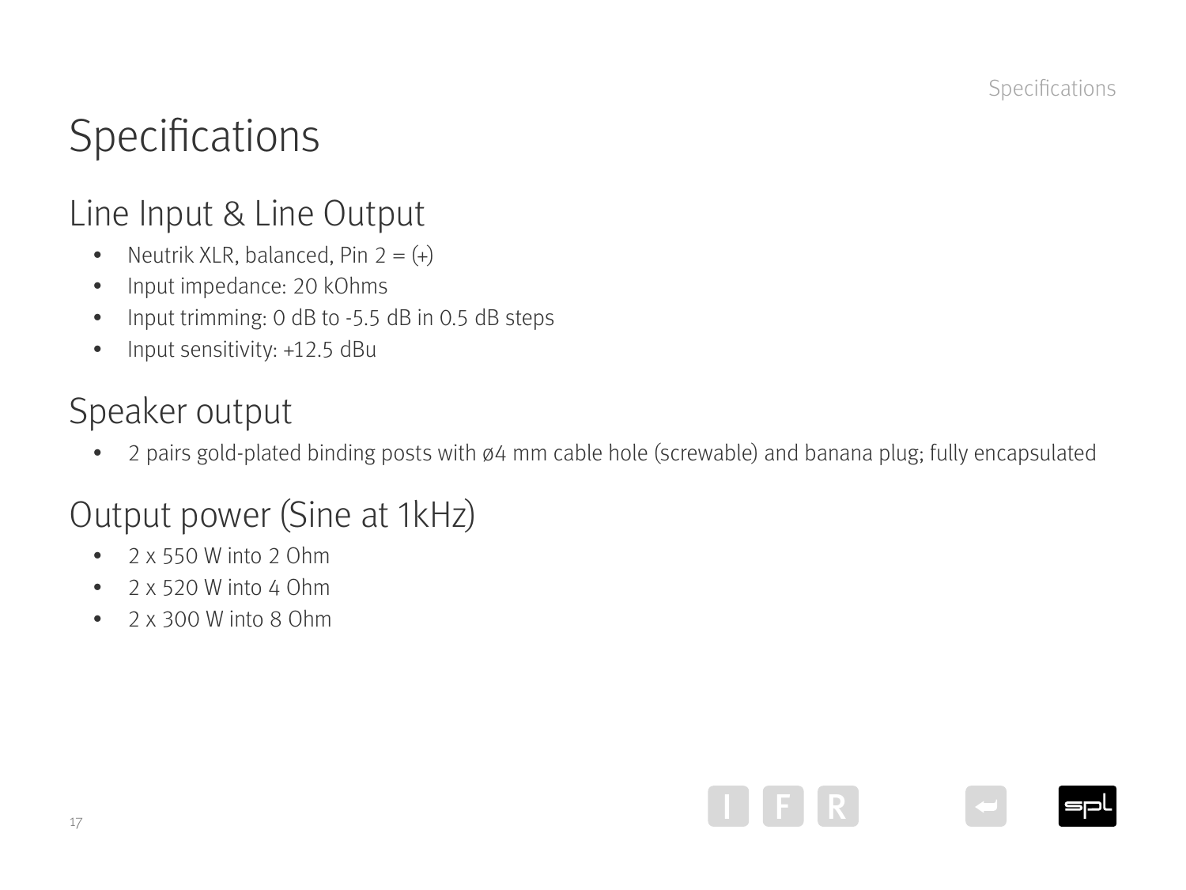# Specifications

## Line Input & Line Output

- Neutrik XLR, balanced, Pin 2 = (+)
- Input impedance: 20 kOhms
- Input trimming: 0 dB to -5.5 dB in 0.5 dB steps
- Input sensitivity: +12.5 dBu

## Speaker output

- 2 pairs gold-plated binding posts with ø4 mm cable hole (screwable) and banana plug; fully encapsulated

## Output power (Sine at 1kHz)

- 2 x 550 W into 2 Ohm
- 2 x 520 W into 4 Ohm
- 2 x 300 W into 8 Ohm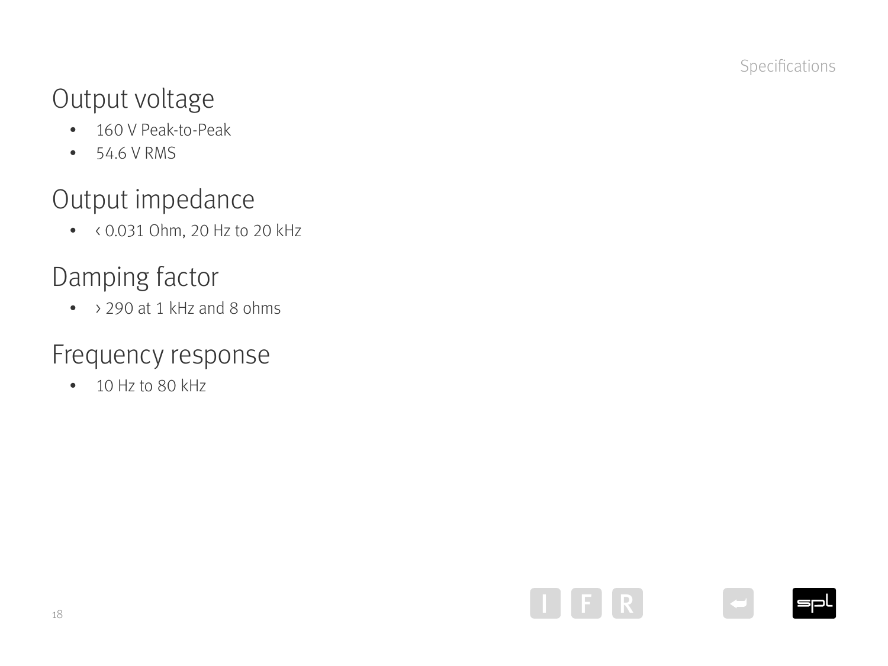## Output voltage

- 160 V Peak-to-Peak
- 54.6 V RMS

## Output impedance

- ‹ 0.031 Ohm, 20 Hz to 20 kHz

## Damping factor

- › 290 at 1 kHz and 8 ohms

## Frequency response

- 10 Hz to 80 kHz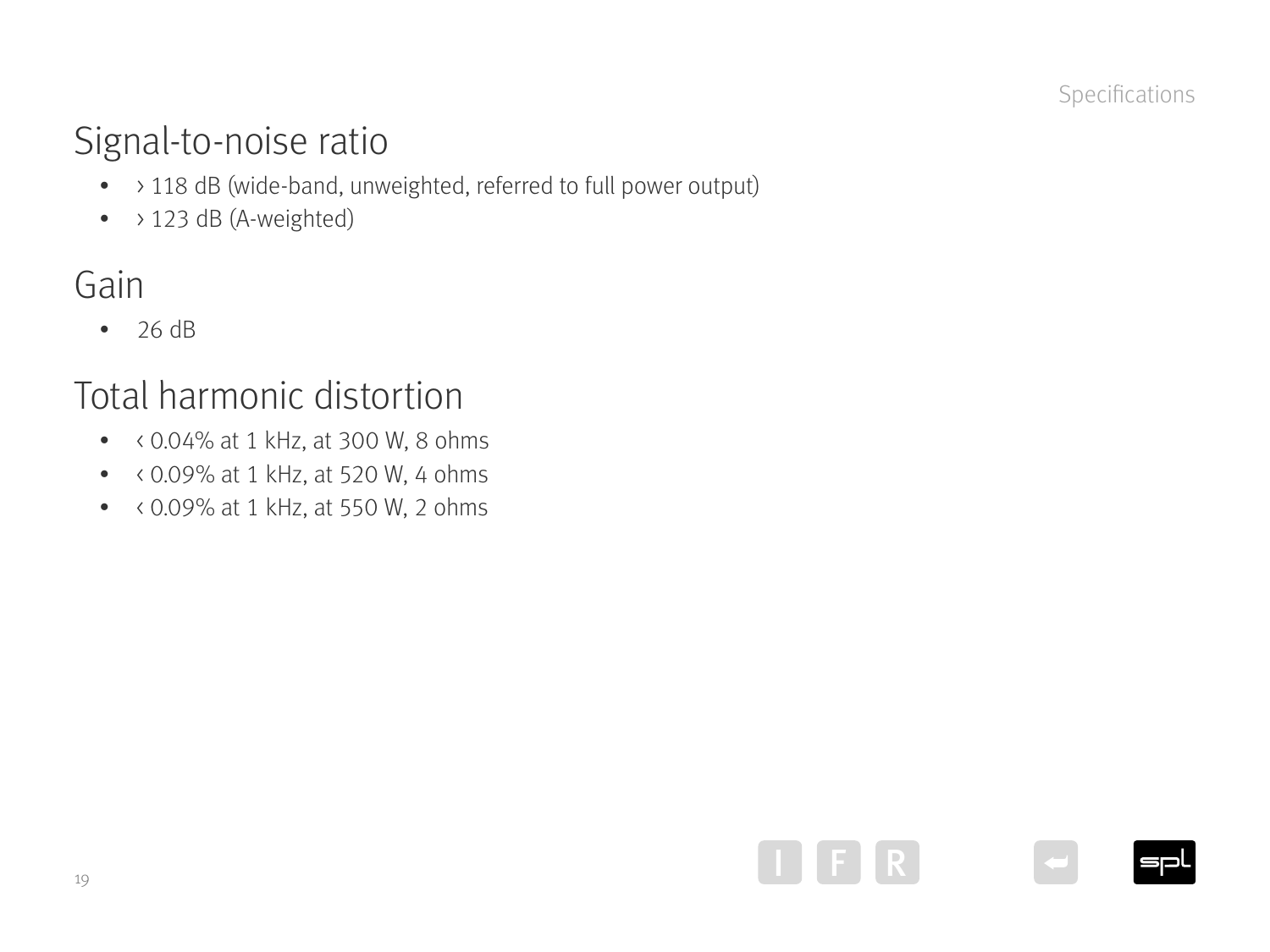## Signal-to-noise ratio

- › 118 dB (wide-band, unweighted, referred to full power output)
- › 123 dB (A-weighted)

## Gain

- 26 dB

## Total harmonic distortion

- ‹ 0.04% at 1 kHz, at 300 W, 8 ohms
- ‹ 0.09% at 1 kHz, at 520 W, 4 ohms
- ‹ 0.09% at 1 kHz, at 550 W, 2 ohms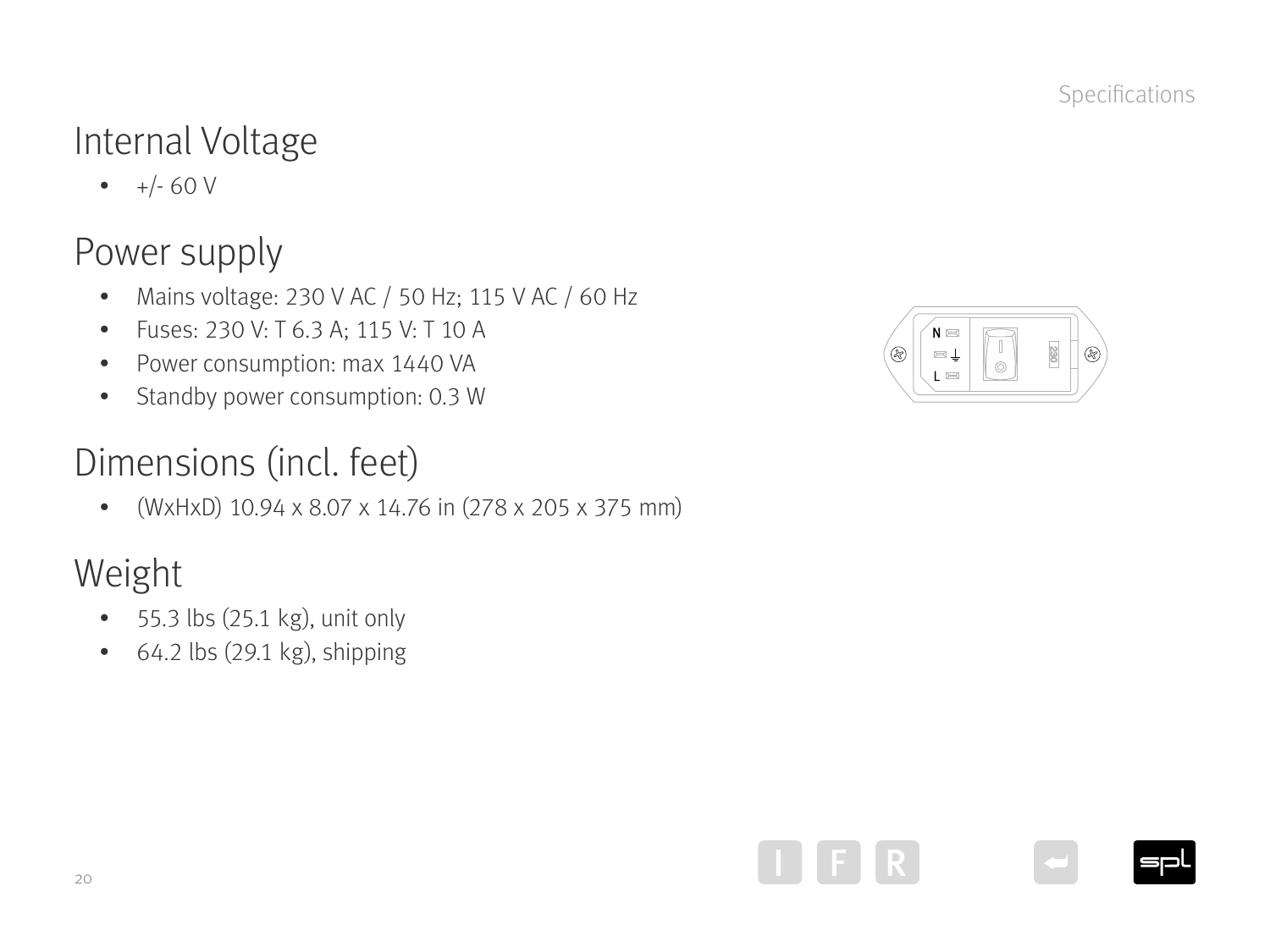## Internal Voltage

- +/- 60 V

## Power supply

- Mains voltage: 230 V AC / 50 Hz; 115 V AC / 60 Hz
- Fuses: 230 V: T 6.3 A; 115 V: T 10 A
- Power consumption: max 1440 VA
- Standby power consumption: 0.3 W

## Dimensions (incl. feet)

- (WxHxD) 10.94 x 8.07 x 14.76 in (278 x 205 x 375 mm)

## Weight

- 55.3 lbs (25.1 kg), unit only
- 64.2 lbs (29.1 kg), shipping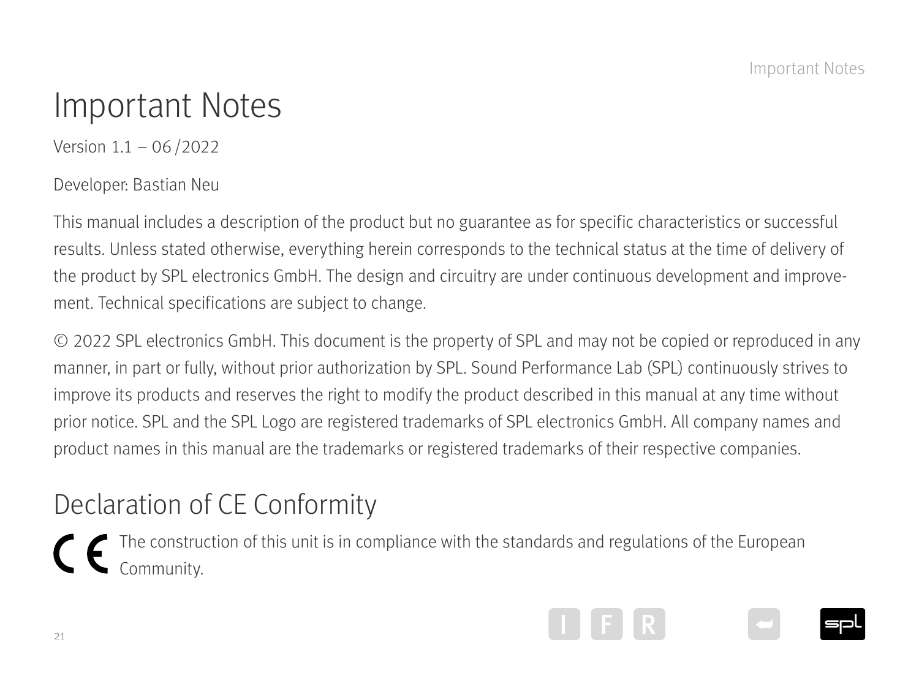# Important Notes

Version 1.1 – 06 /2022

Developer: Bastian Neu

This manual includes a description of the product but no guarantee as for specific characteristics or successful results. Unless stated otherwise, everything herein corresponds to the technical status at the time of delivery of the product by SPL electronics GmbH. The design and circuitry are under continuous development and improvement. Technical specifications are subject to change.

© 2022 SPL electronics GmbH. This document is the property of SPL and may not be copied or reproduced in any manner, in part or fully, without prior authorization by SPL. Sound Performance Lab (SPL) continuously strives to improve its products and reserves the right to modify the product described in this manual at any time without prior notice. SPL and the SPL Logo are registered trademarks of SPL electronics GmbH. All company names and product names in this manual are the trademarks or registered trademarks of their respective companies.

# Declaration of CE Conformity

CE The construction of this unit is in compliance with the standards and regulations of the European Community.